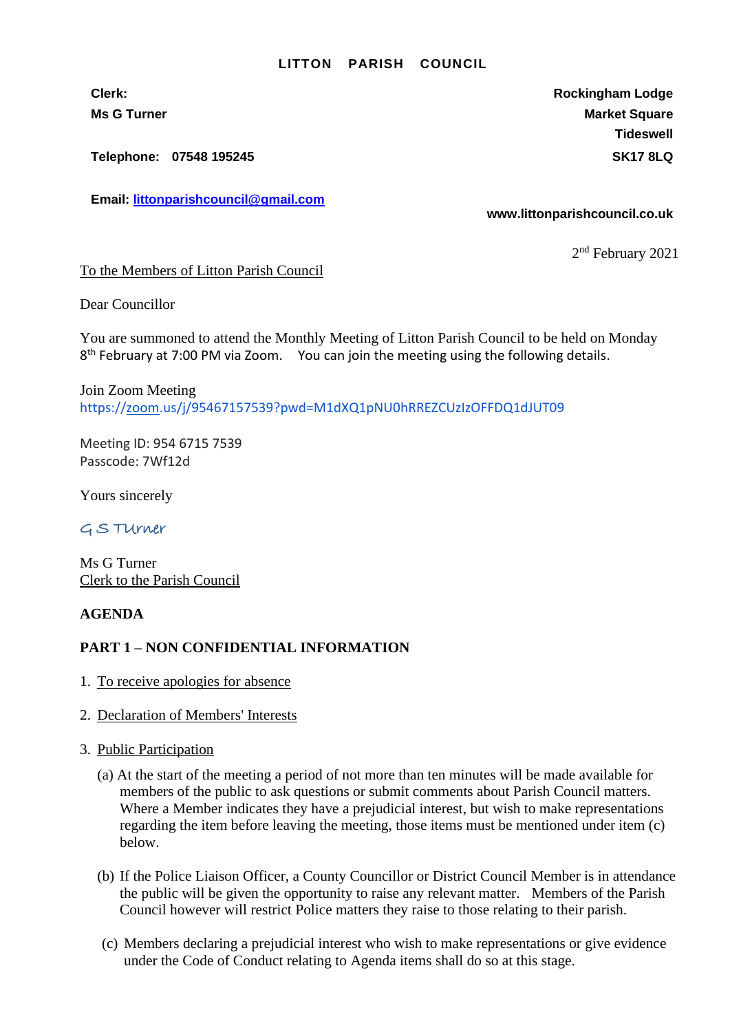**LITTON PARISH COUNCIL**

**Clerk:**
**Ms G Turner**

**Telephone: 07548 195245**

**Email: littonparishcouncil@gmail.com**

**Rockingham Lodge**
**Market Square**
**Tideswell**
**SK17 8LQ**

**www.littonparishcouncil.co.uk**

2nd February 2021

To the Members of Litton Parish Council

Dear Councillor

You are summoned to attend the Monthly Meeting of Litton Parish Council to be held on Monday 8th February at 7:00 PM via Zoom. You can join the meeting using the following details.

Join Zoom Meeting
https://zoom.us/j/95467157539?pwd=M1dXQ1pNU0hRREZCUzIzOFFDQ1dJUT09

Meeting ID: 954 6715 7539
Passcode: 7Wf12d

Yours sincerely

G S Turner

Ms G Turner
Clerk to the Parish Council

**AGENDA**

**PART 1 – NON CONFIDENTIAL INFORMATION**

1. To receive apologies for absence

2. Declaration of Members' Interests

3. Public Participation

   (a) At the start of the meeting a period of not more than ten minutes will be made available for members of the public to ask questions or submit comments about Parish Council matters. Where a Member indicates they have a prejudicial interest, but wish to make representations regarding the item before leaving the meeting, those items must be mentioned under item (c) below.

   (b) If the Police Liaison Officer, a County Councillor or District Council Member is in attendance the public will be given the opportunity to raise any relevant matter. Members of the Parish Council however will restrict Police matters they raise to those relating to their parish.

   (c) Members declaring a prejudicial interest who wish to make representations or give evidence under the Code of Conduct relating to Agenda items shall do so at this stage.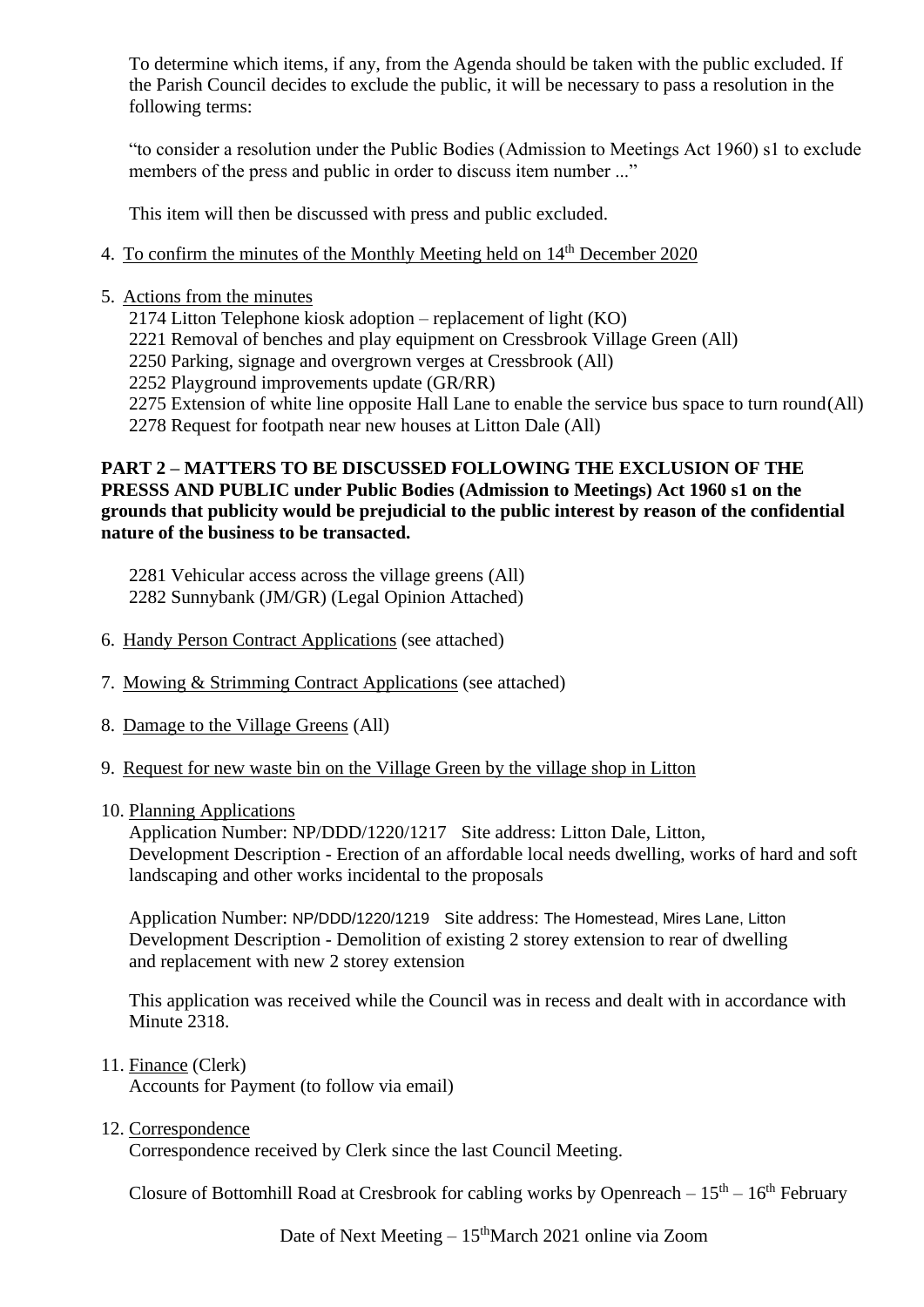To determine which items, if any, from the Agenda should be taken with the public excluded. If the Parish Council decides to exclude the public, it will be necessary to pass a resolution in the following terms:

"to consider a resolution under the Public Bodies (Admission to Meetings Act 1960) s1 to exclude members of the press and public in order to discuss item number ..."

This item will then be discussed with press and public excluded.

4. To confirm the minutes of the Monthly Meeting held on 14th December 2020

5. Actions from the minutes
   2174 Litton Telephone kiosk adoption – replacement of light (KO)
   2221 Removal of benches and play equipment on Cressbrook Village Green (All)
   2250 Parking, signage and overgrown verges at Cressbrook (All)
   2252 Playground improvements update (GR/RR)
   2275 Extension of white line opposite Hall Lane to enable the service bus space to turn round(All)
   2278 Request for footpath near new houses at Litton Dale (All)

**PART 2 – MATTERS TO BE DISCUSSED FOLLOWING THE EXCLUSION OF THE PRESSS AND PUBLIC under Public Bodies (Admission to Meetings) Act 1960 s1 on the grounds that publicity would be prejudicial to the public interest by reason of the confidential nature of the business to be transacted.**

   2281 Vehicular access across the village greens (All)
   2282 Sunnybank (JM/GR) (Legal Opinion Attached)

6. Handy Person Contract Applications (see attached)

7. Mowing & Strimming Contract Applications (see attached)

8. Damage to the Village Greens (All)

9. Request for new waste bin on the Village Green by the village shop in Litton

10. Planning Applications
    Application Number: NP/DDD/1220/1217 Site address: Litton Dale, Litton,
    Development Description - Erection of an affordable local needs dwelling, works of hard and soft landscaping and other works incidental to the proposals

    Application Number: NP/DDD/1220/1219 Site address: The Homestead, Mires Lane, Litton
    Development Description - Demolition of existing 2 storey extension to rear of dwelling and replacement with new 2 storey extension

    This application was received while the Council was in recess and dealt with in accordance with Minute 2318.

11. Finance (Clerk)
    Accounts for Payment (to follow via email)

12. Correspondence
    Correspondence received by Clerk since the last Council Meeting.

    Closure of Bottomhill Road at Cresbrook for cabling works by Openreach – 15th – 16th February

Date of Next Meeting – 15th March 2021 online via Zoom